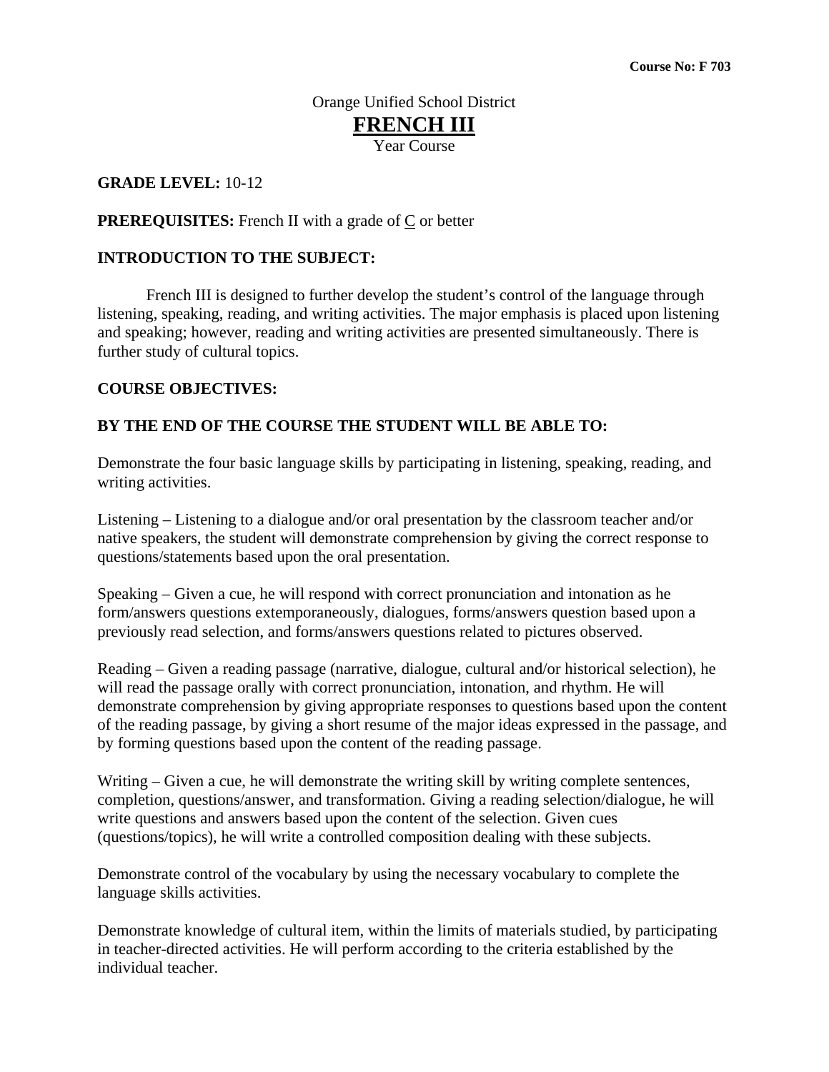**Course No: F 703**

Orange Unified School District

# FRENCH III

Year Course

**GRADE LEVEL:** 10-12

**PREREQUISITES:** French II with a grade of C or better

**INTRODUCTION TO THE SUBJECT:**

French III is designed to further develop the student's control of the language through listening, speaking, reading, and writing activities. The major emphasis is placed upon listening and speaking; however, reading and writing activities are presented simultaneously. There is further study of cultural topics.

**COURSE OBJECTIVES:**

**BY THE END OF THE COURSE THE STUDENT WILL BE ABLE TO:**

Demonstrate the four basic language skills by participating in listening, speaking, reading, and writing activities.

Listening – Listening to a dialogue and/or oral presentation by the classroom teacher and/or native speakers, the student will demonstrate comprehension by giving the correct response to questions/statements based upon the oral presentation.

Speaking – Given a cue, he will respond with correct pronunciation and intonation as he form/answers questions extemporaneously, dialogues, forms/answers question based upon a previously read selection, and forms/answers questions related to pictures observed.

Reading – Given a reading passage (narrative, dialogue, cultural and/or historical selection), he will read the passage orally with correct pronunciation, intonation, and rhythm. He will demonstrate comprehension by giving appropriate responses to questions based upon the content of the reading passage, by giving a short resume of the major ideas expressed in the passage, and by forming questions based upon the content of the reading passage.

Writing – Given a cue, he will demonstrate the writing skill by writing complete sentences, completion, questions/answer, and transformation. Giving a reading selection/dialogue, he will write questions and answers based upon the content of the selection. Given cues (questions/topics), he will write a controlled composition dealing with these subjects.

Demonstrate control of the vocabulary by using the necessary vocabulary to complete the language skills activities.

Demonstrate knowledge of cultural item, within the limits of materials studied, by participating in teacher-directed activities. He will perform according to the criteria established by the individual teacher.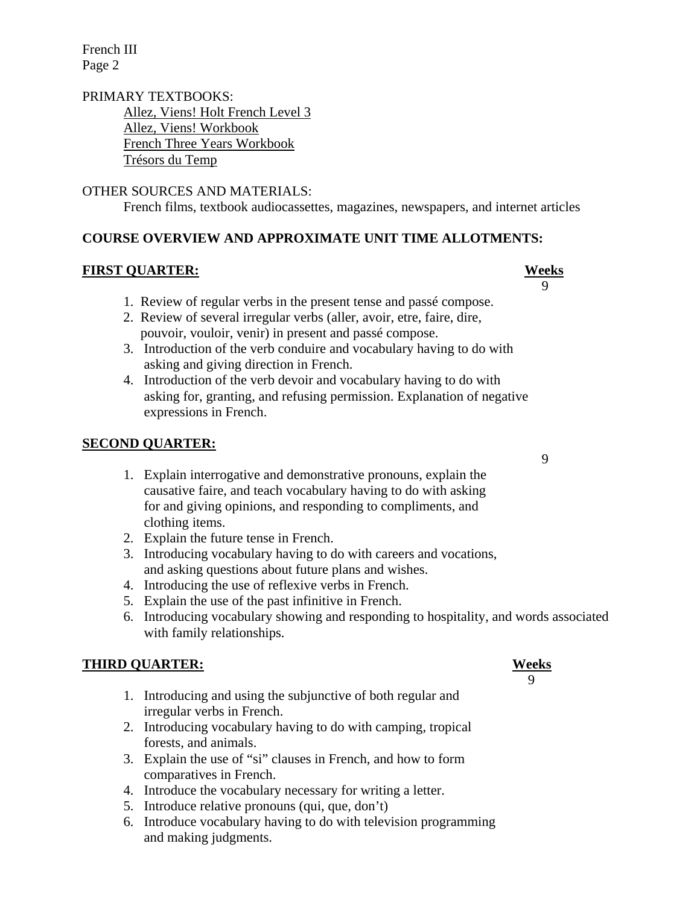PRIMARY TEXTBOOKS:

Allez, Viens! Holt French Level 3
Allez, Viens! Workbook
French Three Years Workbook
Trésors du Temp

OTHER SOURCES AND MATERIALS:

French films, textbook audiocassettes, magazines, newspapers, and internet articles

**COURSE OVERVIEW AND APPROXIMATE UNIT TIME ALLOTMENTS:**

**FIRST QUARTER:** **Weeks** 9

1. Review of regular verbs in the present tense and passé compose.
2. Review of several irregular verbs (aller, avoir, etre, faire, dire, pouvoir, vouloir, venir) in present and passé compose.
3. Introduction of the verb conduire and vocabulary having to do with asking and giving direction in French.
4. Introduction of the verb devoir and vocabulary having to do with asking for, granting, and refusing permission. Explanation of negative expressions in French.

**SECOND QUARTER:** 9

1. Explain interrogative and demonstrative pronouns, explain the causative faire, and teach vocabulary having to do with asking for and giving opinions, and responding to compliments, and clothing items.
2. Explain the future tense in French.
3. Introducing vocabulary having to do with careers and vocations, and asking questions about future plans and wishes.
4. Introducing the use of reflexive verbs in French.
5. Explain the use of the past infinitive in French.
6. Introducing vocabulary showing and responding to hospitality, and words associated with family relationships.

**THIRD QUARTER:** **Weeks** 9

1. Introducing and using the subjunctive of both regular and irregular verbs in French.
2. Introducing vocabulary having to do with camping, tropical forests, and animals.
3. Explain the use of "si" clauses in French, and how to form comparatives in French.
4. Introduce the vocabulary necessary for writing a letter.
5. Introduce relative pronouns (qui, que, don't)
6. Introduce vocabulary having to do with television programming and making judgments.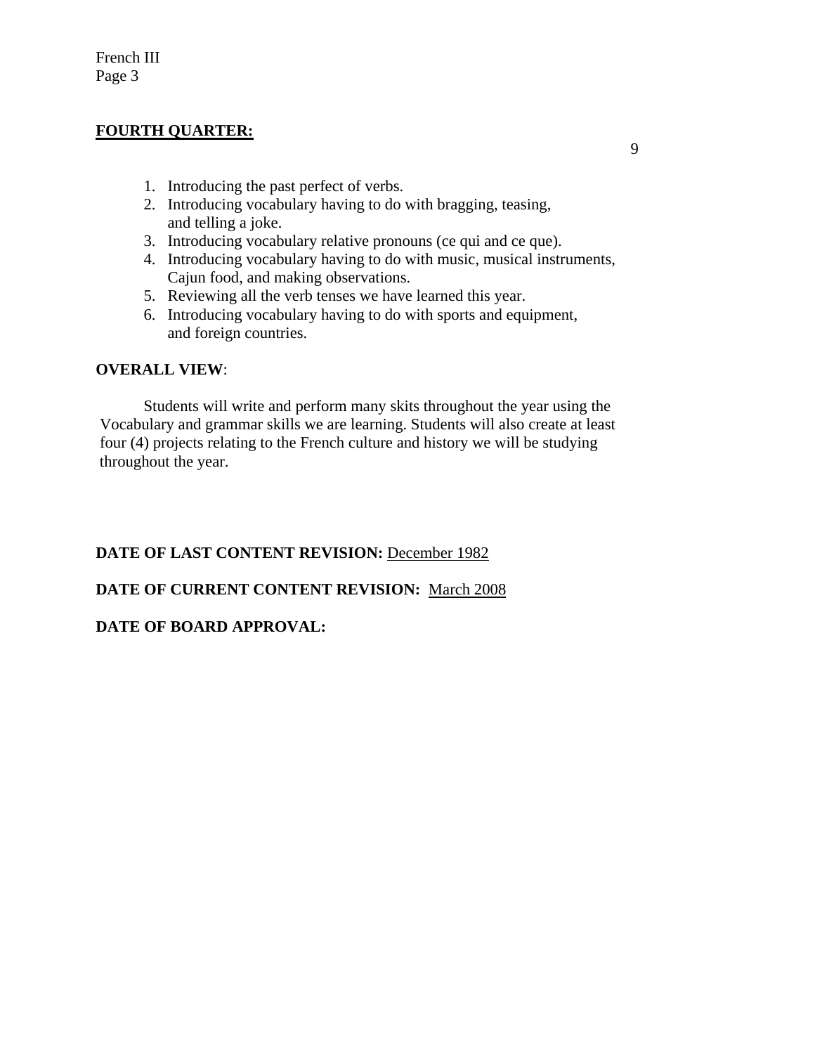## FOURTH QUARTER:

1. Introducing the past perfect of verbs.
2. Introducing vocabulary having to do with bragging, teasing, and telling a joke.
3. Introducing vocabulary relative pronouns (ce qui and ce que).
4. Introducing vocabulary having to do with music, musical instruments, Cajun food, and making observations.
5. Reviewing all the verb tenses we have learned this year.
6. Introducing vocabulary having to do with sports and equipment, and foreign countries.

**OVERALL VIEW**:

Students will write and perform many skits throughout the year using the Vocabulary and grammar skills we are learning. Students will also create at least four (4) projects relating to the French culture and history we will be studying throughout the year.

**DATE OF LAST CONTENT REVISION:** December 1982

**DATE OF CURRENT CONTENT REVISION:** March 2008

**DATE OF BOARD APPROVAL:**